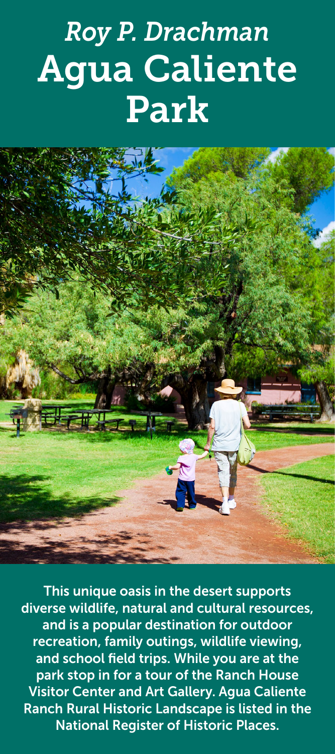# *Roy P. Drachman* Agua Caliente Park

This unique oasis in the desert supports diverse wildlife, natural and cultural resources, and is a popular destination for outdoor recreation, family outings, wildlife viewing, and school field trips. While you are at the park stop in for a tour of the Ranch House Visitor Center and Art Gallery. Agua Caliente Ranch Rural Historic Landscape is listed in the National Register of Historic Places.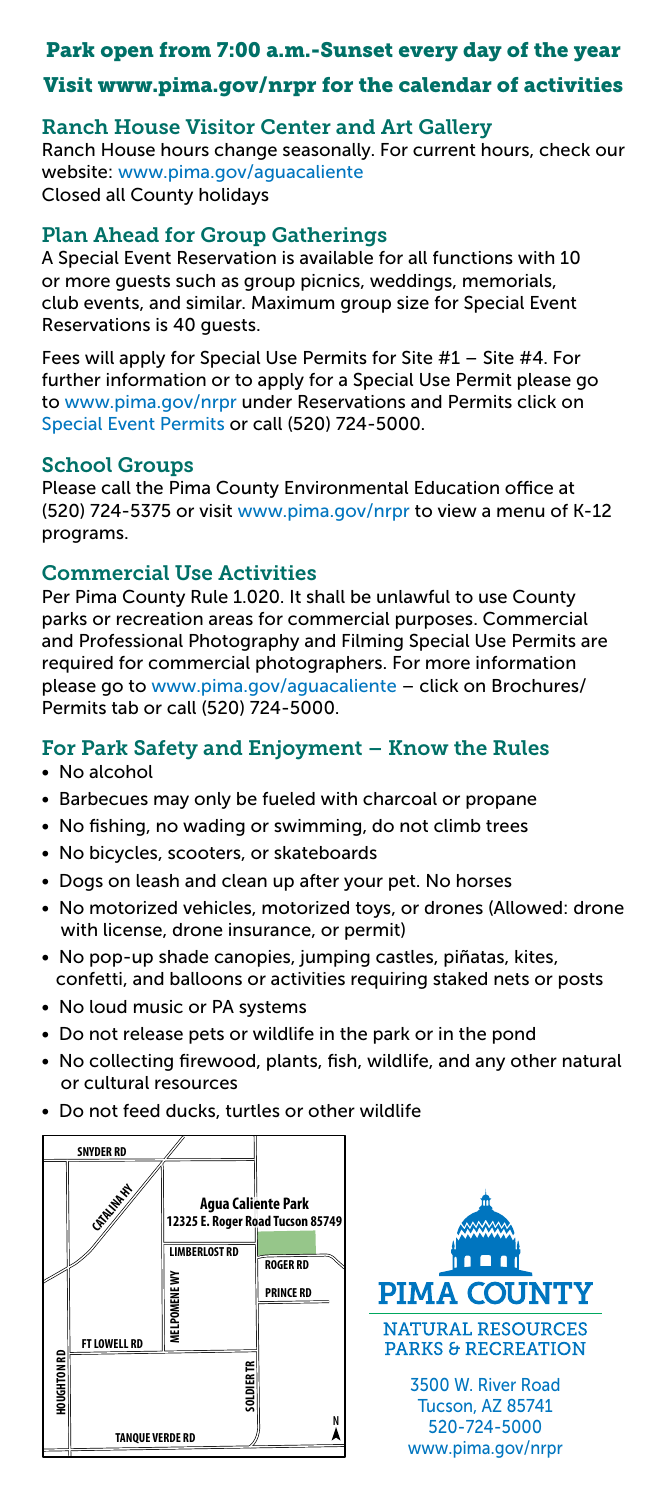## Park open from 7:00 a.m.-Sunset every day of the year

## Visit www.pima.gov/nrpr for the calendar of activities

### Ranch House Visitor Center and Art Gallery

Ranch House hours change seasonally. For current hours, check our website: www.pima.gov/aguacaliente
Closed all County holidays

### Plan Ahead for Group Gatherings

A Special Event Reservation is available for all functions with 10 or more guests such as group picnics, weddings, memorials, club events, and similar. Maximum group size for Special Event Reservations is 40 guests.

Fees will apply for Special Use Permits for Site #1 – Site #4. For further information or to apply for a Special Use Permit please go to www.pima.gov/nrpr under Reservations and Permits click on Special Event Permits or call (520) 724-5000.

### School Groups

Please call the Pima County Environmental Education office at (520) 724-5375 or visit www.pima.gov/nrpr to view a menu of K-12 programs.

### Commercial Use Activities

Per Pima County Rule 1.020. It shall be unlawful to use County parks or recreation areas for commercial purposes. Commercial and Professional Photography and Filming Special Use Permits are required for commercial photographers. For more information please go to www.pima.gov/aguacaliente – click on Brochures/ Permits tab or call (520) 724-5000.

### For Park Safety and Enjoyment – Know the Rules

- No alcohol
- Barbecues may only be fueled with charcoal or propane
- No fishing, no wading or swimming, do not climb trees
- No bicycles, scooters, or skateboards
- Dogs on leash and clean up after your pet. No horses
- No motorized vehicles, motorized toys, or drones (Allowed: drone with license, drone insurance, or permit)
- No pop-up shade canopies, jumping castles, piñatas, kites, confetti, and balloons or activities requiring staked nets or posts
- No loud music or PA systems
- Do not release pets or wildlife in the park or in the pond
- No collecting firewood, plants, fish, wildlife, and any other natural or cultural resources
- Do not feed ducks, turtles or other wildlife

SNYDER RD
CATALINA HY
Agua Caliente Park
12325 E. Roger Road Tucson 85749
LIMBERLOST RD
ROGER RD
PRINCE RD
MELPOMENE WY
FT LOWELL RD
HOUGHTON RD
SOLDIER TR
TANQUE VERDE RD
N

PIMA COUNTY
NATURAL RESOURCES PARKS & RECREATION

3500 W. River Road
Tucson, AZ 85741
520-724-5000
www.pima.gov/nrpr